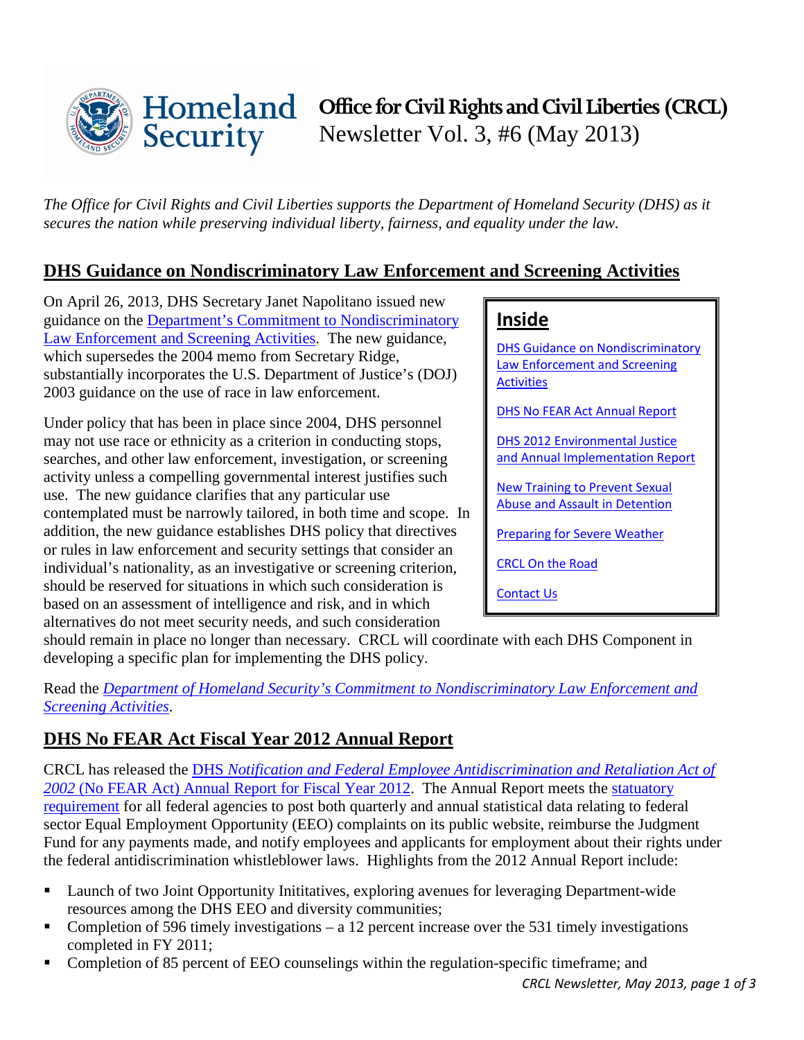# Office for Civil Rights and Civil Liberties (CRCL)
Newsletter Vol. 3, #6 (May 2013)

*The Office for Civil Rights and Civil Liberties supports the Department of Homeland Security (DHS) as it secures the nation while preserving individual liberty, fairness, and equality under the law.*

## DHS Guidance on Nondiscriminatory Law Enforcement and Screening Activities

**Inside**

- DHS Guidance on Nondiscriminatory Law Enforcement and Screening Activities
- DHS No FEAR Act Annual Report
- DHS 2012 Environmental Justice and Annual Implementation Report
- New Training to Prevent Sexual Abuse and Assault in Detention
- Preparing for Severe Weather
- CRCL On the Road
- Contact Us

On April 26, 2013, DHS Secretary Janet Napolitano issued new guidance on the Department's Commitment to Nondiscriminatory Law Enforcement and Screening Activities. The new guidance, which supersedes the 2004 memo from Secretary Ridge, substantially incorporates the U.S. Department of Justice's (DOJ) 2003 guidance on the use of race in law enforcement.

Under policy that has been in place since 2004, DHS personnel may not use race or ethnicity as a criterion in conducting stops, searches, and other law enforcement, investigation, or screening activity unless a compelling governmental interest justifies such use. The new guidance clarifies that any particular use contemplated must be narrowly tailored, in both time and scope. In addition, the new guidance establishes DHS policy that directives or rules in law enforcement and security settings that consider an individual's nationality, as an investigative or screening criterion, should be reserved for situations in which such consideration is based on an assessment of intelligence and risk, and in which alternatives do not meet security needs, and such consideration should remain in place no longer than necessary. CRCL will coordinate with each DHS Component in developing a specific plan for implementing the DHS policy.

Read the *Department of Homeland Security's Commitment to Nondiscriminatory Law Enforcement and Screening Activities*.

## DHS No FEAR Act Fiscal Year 2012 Annual Report

CRCL has released the DHS *Notification and Federal Employee Antidiscrimination and Retaliation Act of 2002* (No FEAR Act) Annual Report for Fiscal Year 2012. The Annual Report meets the statuatory requirement for all federal agencies to post both quarterly and annual statistical data relating to federal sector Equal Employment Opportunity (EEO) complaints on its public website, reimburse the Judgment Fund for any payments made, and notify employees and applicants for employment about their rights under the federal antidiscrimination whistleblower laws. Highlights from the 2012 Annual Report include:

- Launch of two Joint Opportunity Inititatives, exploring avenues for leveraging Department-wide resources among the DHS EEO and diversity communities;
- Completion of 596 timely investigations – a 12 percent increase over the 531 timely investigations completed in FY 2011;
- Completion of 85 percent of EEO counselings within the regulation-specific timeframe; and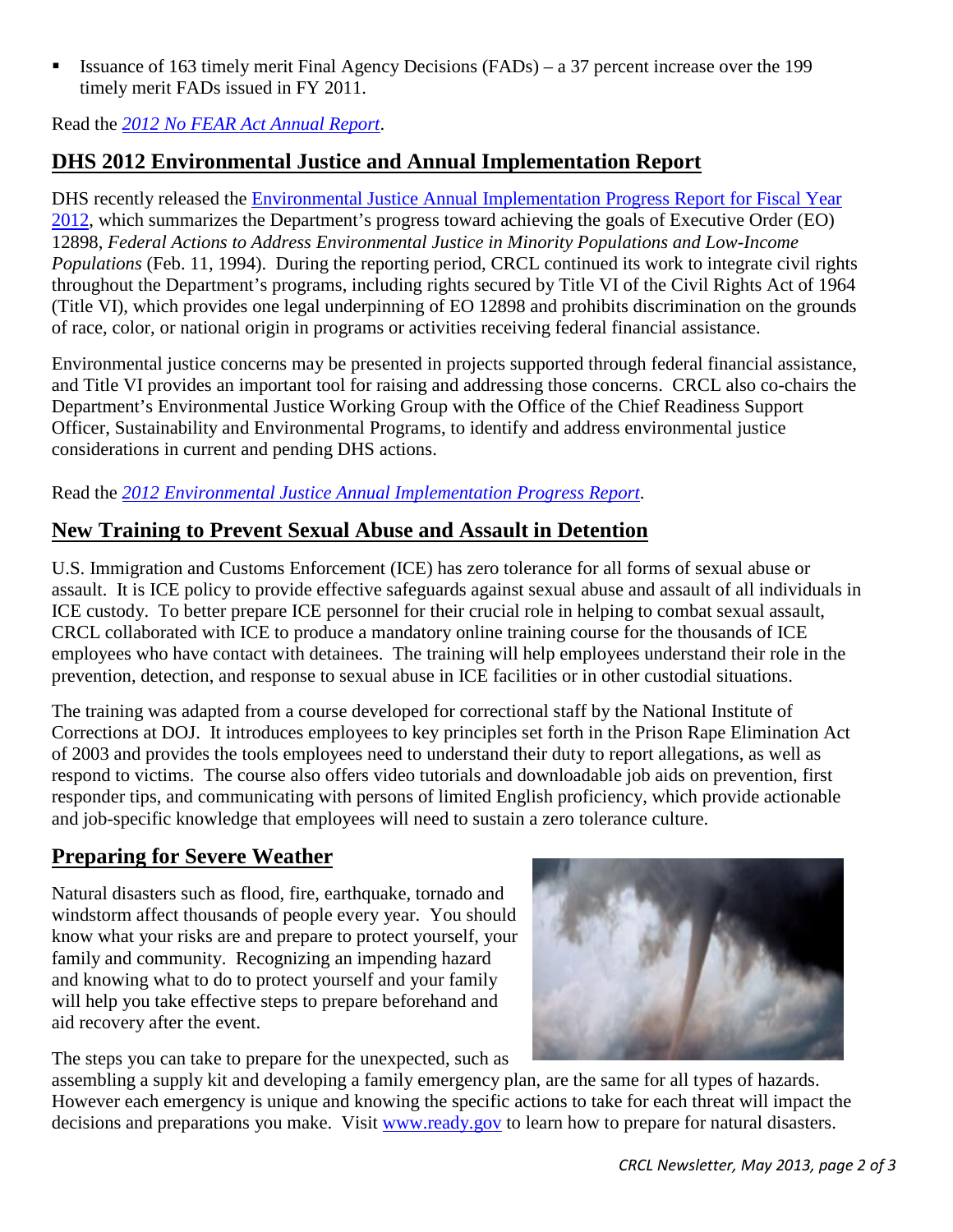- Issuance of 163 timely merit Final Agency Decisions (FADs) – a 37 percent increase over the 199 timely merit FADs issued in FY 2011.

Read the *2012 No FEAR Act Annual Report*.

## DHS 2012 Environmental Justice and Annual Implementation Report

DHS recently released the Environmental Justice Annual Implementation Progress Report for Fiscal Year 2012, which summarizes the Department's progress toward achieving the goals of Executive Order (EO) 12898, *Federal Actions to Address Environmental Justice in Minority Populations and Low-Income Populations* (Feb. 11, 1994). During the reporting period, CRCL continued its work to integrate civil rights throughout the Department's programs, including rights secured by Title VI of the Civil Rights Act of 1964 (Title VI), which provides one legal underpinning of EO 12898 and prohibits discrimination on the grounds of race, color, or national origin in programs or activities receiving federal financial assistance.

Environmental justice concerns may be presented in projects supported through federal financial assistance, and Title VI provides an important tool for raising and addressing those concerns. CRCL also co-chairs the Department's Environmental Justice Working Group with the Office of the Chief Readiness Support Officer, Sustainability and Environmental Programs, to identify and address environmental justice considerations in current and pending DHS actions.

Read the *2012 Environmental Justice Annual Implementation Progress Report*.

## New Training to Prevent Sexual Abuse and Assault in Detention

U.S. Immigration and Customs Enforcement (ICE) has zero tolerance for all forms of sexual abuse or assault. It is ICE policy to provide effective safeguards against sexual abuse and assault of all individuals in ICE custody. To better prepare ICE personnel for their crucial role in helping to combat sexual assault, CRCL collaborated with ICE to produce a mandatory online training course for the thousands of ICE employees who have contact with detainees. The training will help employees understand their role in the prevention, detection, and response to sexual abuse in ICE facilities or in other custodial situations.

The training was adapted from a course developed for correctional staff by the National Institute of Corrections at DOJ. It introduces employees to key principles set forth in the Prison Rape Elimination Act of 2003 and provides the tools employees need to understand their duty to report allegations, as well as respond to victims. The course also offers video tutorials and downloadable job aids on prevention, first responder tips, and communicating with persons of limited English proficiency, which provide actionable and job-specific knowledge that employees will need to sustain a zero tolerance culture.

## Preparing for Severe Weather

Natural disasters such as flood, fire, earthquake, tornado and windstorm affect thousands of people every year. You should know what your risks are and prepare to protect yourself, your family and community. Recognizing an impending hazard and knowing what to do to protect yourself and your family will help you take effective steps to prepare beforehand and aid recovery after the event.

The steps you can take to prepare for the unexpected, such as assembling a supply kit and developing a family emergency plan, are the same for all types of hazards. However each emergency is unique and knowing the specific actions to take for each threat will impact the decisions and preparations you make. Visit www.ready.gov to learn how to prepare for natural disasters.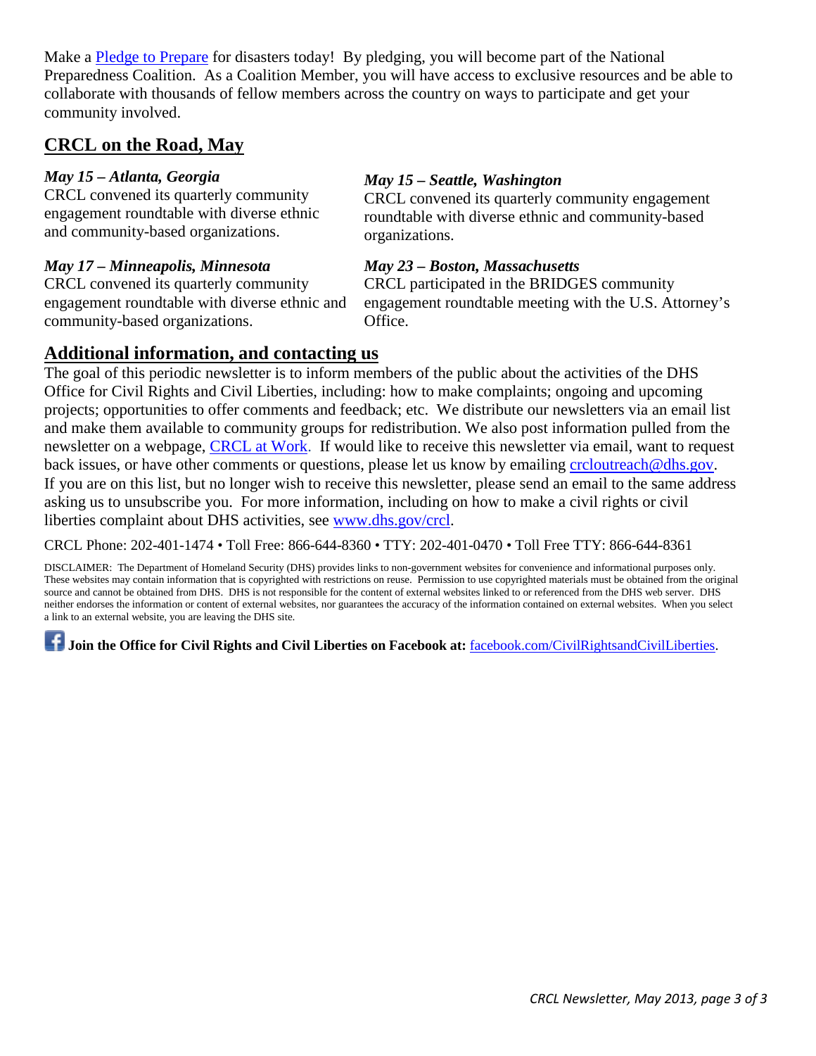Make a [Pledge to Prepare](#) for disasters today! By pledging, you will become part of the National Preparedness Coalition. As a Coalition Member, you will have access to exclusive resources and be able to collaborate with thousands of fellow members across the country on ways to participate and get your community involved.

## CRCL on the Road, May

***May 15 – Atlanta, Georgia***
CRCL convened its quarterly community engagement roundtable with diverse ethnic and community-based organizations.

***May 17 – Minneapolis, Minnesota***
CRCL convened its quarterly community engagement roundtable with diverse ethnic and community-based organizations.

***May 15 – Seattle, Washington***
CRCL convened its quarterly community engagement roundtable with diverse ethnic and community-based organizations.

***May 23 – Boston, Massachusetts***
CRCL participated in the BRIDGES community engagement roundtable meeting with the U.S. Attorney's Office.

## Additional information, and contacting us

The goal of this periodic newsletter is to inform members of the public about the activities of the DHS Office for Civil Rights and Civil Liberties, including: how to make complaints; ongoing and upcoming projects; opportunities to offer comments and feedback; etc. We distribute our newsletters via an email list and make them available to community groups for redistribution. We also post information pulled from the newsletter on a webpage, [CRCL at Work](#). If would like to receive this newsletter via email, want to request back issues, or have other comments or questions, please let us know by emailing [crcloutreach@dhs.gov](mailto:crcloutreach@dhs.gov). If you are on this list, but no longer wish to receive this newsletter, please send an email to the same address asking us to unsubscribe you. For more information, including on how to make a civil rights or civil liberties complaint about DHS activities, see [www.dhs.gov/crcl](http://www.dhs.gov/crcl).

CRCL Phone: 202-401-1474 • Toll Free: 866-644-8360 • TTY: 202-401-0470 • Toll Free TTY: 866-644-8361

DISCLAIMER: The Department of Homeland Security (DHS) provides links to non-government websites for convenience and informational purposes only. These websites may contain information that is copyrighted with restrictions on reuse. Permission to use copyrighted materials must be obtained from the original source and cannot be obtained from DHS. DHS is not responsible for the content of external websites linked to or referenced from the DHS web server. DHS neither endorses the information or content of external websites, nor guarantees the accuracy of the information contained on external websites. When you select a link to an external website, you are leaving the DHS site.

**Join the Office for Civil Rights and Civil Liberties on Facebook at:** [facebook.com/CivilRightsandCivilLiberties](http://facebook.com/CivilRightsandCivilLiberties).